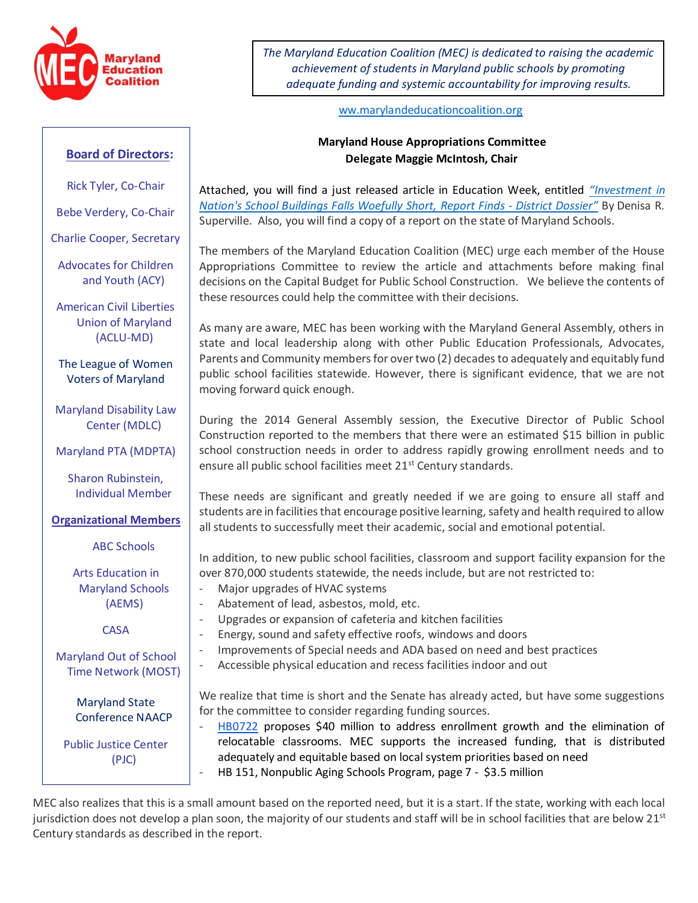**Maryland Education Coalition**

*The Maryland Education Coalition (MEC) is dedicated to raising the academic achievement of students in Maryland public schools by promoting adequate funding and systemic accountability for improving results.*

ww.marylandeducationcoalition.org

**Board of Directors:**

Rick Tyler, Co-Chair

Bebe Verdery, Co-Chair

Charlie Cooper, Secretary

Advocates for Children and Youth (ACY)

American Civil Liberties Union of Maryland (ACLU-MD)

The League of Women Voters of Maryland

Maryland Disability Law Center (MDLC)

Maryland PTA (MDPTA)

Sharon Rubinstein, Individual Member

**Organizational Members**

ABC Schools

Arts Education in Maryland Schools (AEMS)

CASA

Maryland Out of School Time Network (MOST)

Maryland State Conference NAACP

Public Justice Center (PJC)

**Maryland House Appropriations Committee**
**Delegate Maggie McIntosh, Chair**

Attached, you will find a just released article in Education Week, entitled *"Investment in Nation's School Buildings Falls Woefully Short, Report Finds - District Dossier"* By Denisa R. Superville. Also, you will find a copy of a report on the state of Maryland Schools.

The members of the Maryland Education Coalition (MEC) urge each member of the House Appropriations Committee to review the article and attachments before making final decisions on the Capital Budget for Public School Construction. We believe the contents of these resources could help the committee with their decisions.

As many are aware, MEC has been working with the Maryland General Assembly, others in state and local leadership along with other Public Education Professionals, Advocates, Parents and Community members for over two (2) decades to adequately and equitably fund public school facilities statewide. However, there is significant evidence, that we are not moving forward quick enough.

During the 2014 General Assembly session, the Executive Director of Public School Construction reported to the members that there were an estimated $15 billion in public school construction needs in order to address rapidly growing enrollment needs and to ensure all public school facilities meet 21st Century standards.

These needs are significant and greatly needed if we are going to ensure all staff and students are in facilities that encourage positive learning, safety and health required to allow all students to successfully meet their academic, social and emotional potential.

In addition, to new public school facilities, classroom and support facility expansion for the over 870,000 students statewide, the needs include, but are not restricted to:

- Major upgrades of HVAC systems
- Abatement of lead, asbestos, mold, etc.
- Upgrades or expansion of cafeteria and kitchen facilities
- Energy, sound and safety effective roofs, windows and doors
- Improvements of Special needs and ADA based on need and best practices
- Accessible physical education and recess facilities indoor and out

We realize that time is short and the Senate has already acted, but have some suggestions for the committee to consider regarding funding sources.

- HB0722 proposes $40 million to address enrollment growth and the elimination of relocatable classrooms. MEC supports the increased funding, that is distributed adequately and equitable based on local system priorities based on need
- HB 151, Nonpublic Aging Schools Program, page 7 - $3.5 million

MEC also realizes that this is a small amount based on the reported need, but it is a start. If the state, working with each local jurisdiction does not develop a plan soon, the majority of our students and staff will be in school facilities that are below 21st Century standards as described in the report.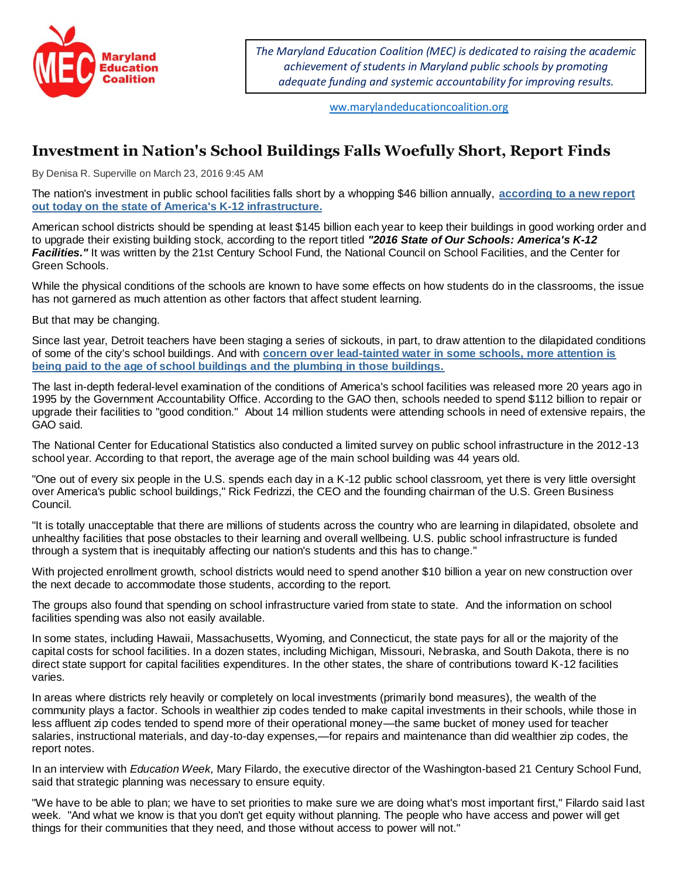**Maryland Education Coalition**

*The Maryland Education Coalition (MEC) is dedicated to raising the academic achievement of students in Maryland public schools by promoting adequate funding and systemic accountability for improving results.*

www.marylandeducationcoalition.org

## Investment in Nation's School Buildings Falls Woefully Short, Report Finds

By Denisa R. Superville on March 23, 2016 9:45 AM

The nation's investment in public school facilities falls short by a whopping $46 billion annually, **according to a new report out today on the state of America's K-12 infrastructure.**

American school districts should be spending at least $145 billion each year to keep their buildings in good working order and to upgrade their existing building stock, according to the report titled ***"2016 State of Our Schools: America's K-12 Facilities."*** It was written by the 21st Century School Fund, the National Council on School Facilities, and the Center for Green Schools.

While the physical conditions of the schools are known to have some effects on how students do in the classrooms, the issue has not garnered as much attention as other factors that affect student learning.

But that may be changing.

Since last year, Detroit teachers have been staging a series of sickouts, in part, to draw attention to the dilapidated conditions of some of the city's school buildings. And with **concern over lead-tainted water in some schools, more attention is being paid to the age of school buildings and the plumbing in those buildings.**

The last in-depth federal-level examination of the conditions of America's school facilities was released more 20 years ago in 1995 by the Government Accountability Office. According to the GAO then, schools needed to spend $112 billion to repair or upgrade their facilities to "good condition." About 14 million students were attending schools in need of extensive repairs, the GAO said.

The National Center for Educational Statistics also conducted a limited survey on public school infrastructure in the 2012-13 school year. According to that report, the average age of the main school building was 44 years old.

"One out of every six people in the U.S. spends each day in a K-12 public school classroom, yet there is very little oversight over America's public school buildings," Rick Fedrizzi, the CEO and the founding chairman of the U.S. Green Business Council.

"It is totally unacceptable that there are millions of students across the country who are learning in dilapidated, obsolete and unhealthy facilities that pose obstacles to their learning and overall wellbeing. U.S. public school infrastructure is funded through a system that is inequitably affecting our nation's students and this has to change."

With projected enrollment growth, school districts would need to spend another $10 billion a year on new construction over the next decade to accommodate those students, according to the report.

The groups also found that spending on school infrastructure varied from state to state. And the information on school facilities spending was also not easily available.

In some states, including Hawaii, Massachusetts, Wyoming, and Connecticut, the state pays for all or the majority of the capital costs for school facilities. In a dozen states, including Michigan, Missouri, Nebraska, and South Dakota, there is no direct state support for capital facilities expenditures. In the other states, the share of contributions toward K-12 facilities varies.

In areas where districts rely heavily or completely on local investments (primarily bond measures), the wealth of the community plays a factor. Schools in wealthier zip codes tended to make capital investments in their schools, while those in less affluent zip codes tended to spend more of their operational money—the same bucket of money used for teacher salaries, instructional materials, and day-to-day expenses,—for repairs and maintenance than did wealthier zip codes, the report notes.

In an interview with *Education Week,* Mary Filardo, the executive director of the Washington-based 21 Century School Fund, said that strategic planning was necessary to ensure equity.

"We have to be able to plan; we have to set priorities to make sure we are doing what's most important first," Filardo said last week. "And what we know is that you don't get equity without planning. The people who have access and power will get things for their communities that they need, and those without access to power will not."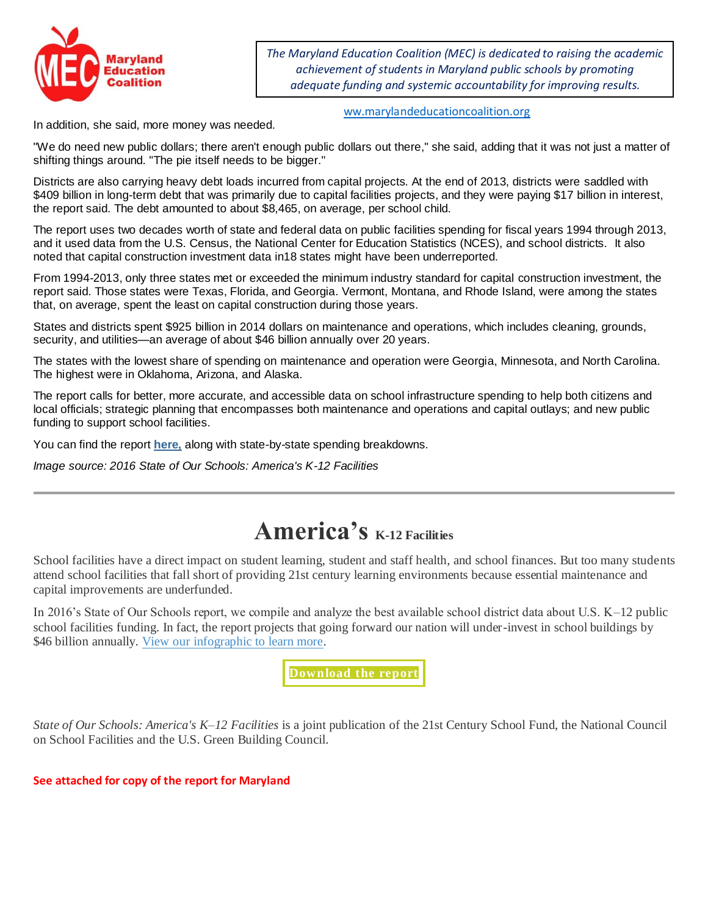In addition, she said, more money was needed.

"We do need new public dollars; there aren't enough public dollars out there," she said, adding that it was not just a matter of shifting things around. "The pie itself needs to be bigger."

Districts are also carrying heavy debt loads incurred from capital projects. At the end of 2013, districts were saddled with $409 billion in long-term debt that was primarily due to capital facilities projects, and they were paying $17 billion in interest, the report said. The debt amounted to about $8,465, on average, per school child.

The report uses two decades worth of state and federal data on public facilities spending for fiscal years 1994 through 2013, and it used data from the U.S. Census, the National Center for Education Statistics (NCES), and school districts. It also noted that capital construction investment data in18 states might have been underreported.

From 1994-2013, only three states met or exceeded the minimum industry standard for capital construction investment, the report said. Those states were Texas, Florida, and Georgia. Vermont, Montana, and Rhode Island, were among the states that, on average, spent the least on capital construction during those years.

States and districts spent $925 billion in 2014 dollars on maintenance and operations, which includes cleaning, grounds, security, and utilities—an average of about $46 billion annually over 20 years.

The states with the lowest share of spending on maintenance and operation were Georgia, Minnesota, and North Carolina. The highest were in Oklahoma, Arizona, and Alaska.

The report calls for better, more accurate, and accessible data on school infrastructure spending to help both citizens and local officials; strategic planning that encompasses both maintenance and operations and capital outlays; and new public funding to support school facilities.

You can find the report **here,** along with state-by-state spending breakdowns.

*Image source: 2016 State of Our Schools: America's K-12 Facilities*

---

# America's K-12 Facilities

School facilities have a direct impact on student learning, student and staff health, and school finances. But too many students attend school facilities that fall short of providing 21st century learning environments because essential maintenance and capital improvements are underfunded.

In 2016's State of Our Schools report, we compile and analyze the best available school district data about U.S. K–12 public school facilities funding. In fact, the report projects that going forward our nation will under-invest in school buildings by $46 billion annually. View our infographic to learn more.

**Download the report**

*State of Our Schools: America's K–12 Facilities* is a joint publication of the 21st Century School Fund, the National Council on School Facilities and the U.S. Green Building Council.

**See attached for copy of the report for Maryland**